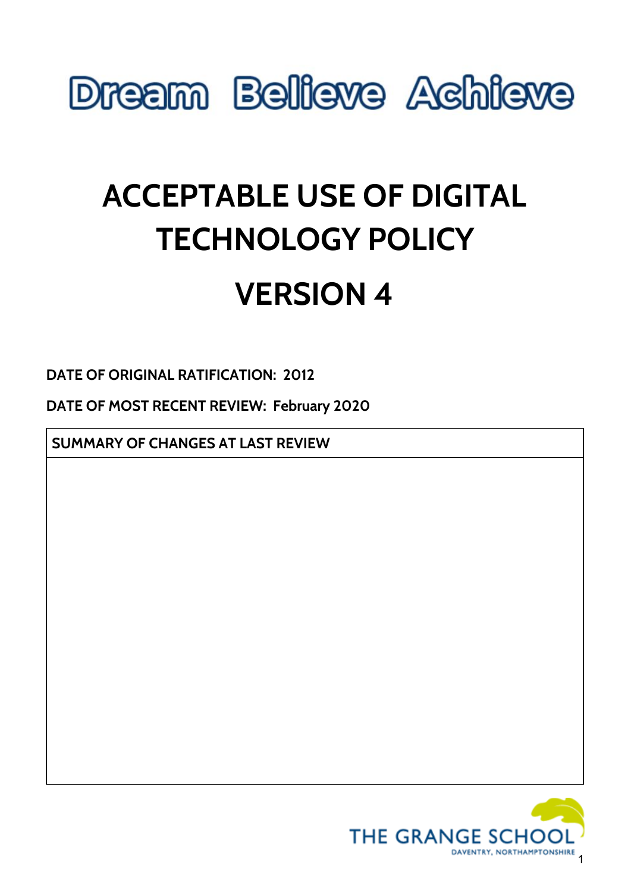Dream Believe Achieve

# ACCEPTABLE USE OF DIGITAL TECHNOLOGY POLICY

# VERSION 4

**DATE OF ORIGINAL RATIFICATION: 2012**

**DATE OF MOST RECENT REVIEW: February 2020**

| SUMMARY OF CHANGES AT LAST REVIEW |
| --- |
| |

THE GRANGE SCHOOL
DAVENTRY, NORTHAMPTONSHIRE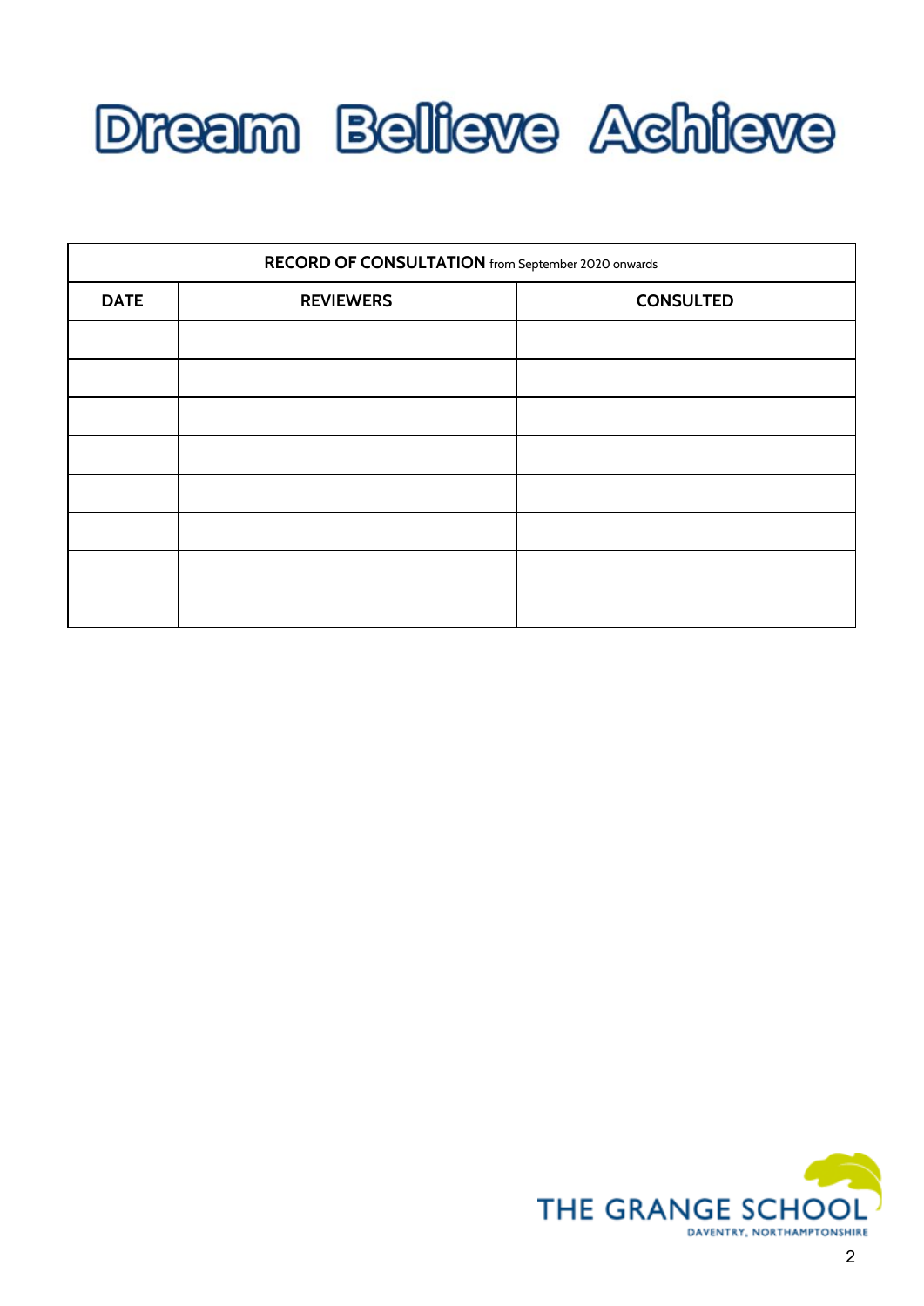# Dream Believe Achieve

| **RECORD OF CONSULTATION** from September 2020 onwards | | |
|---|---|---|
| **DATE** | **REVIEWERS** | **CONSULTED** |
| | | |
| | | |
| | | |
| | | |
| | | |
| | | |
| | | |
| | | |

THE GRANGE SCHOOL
DAVENTRY, NORTHAMPTONSHIRE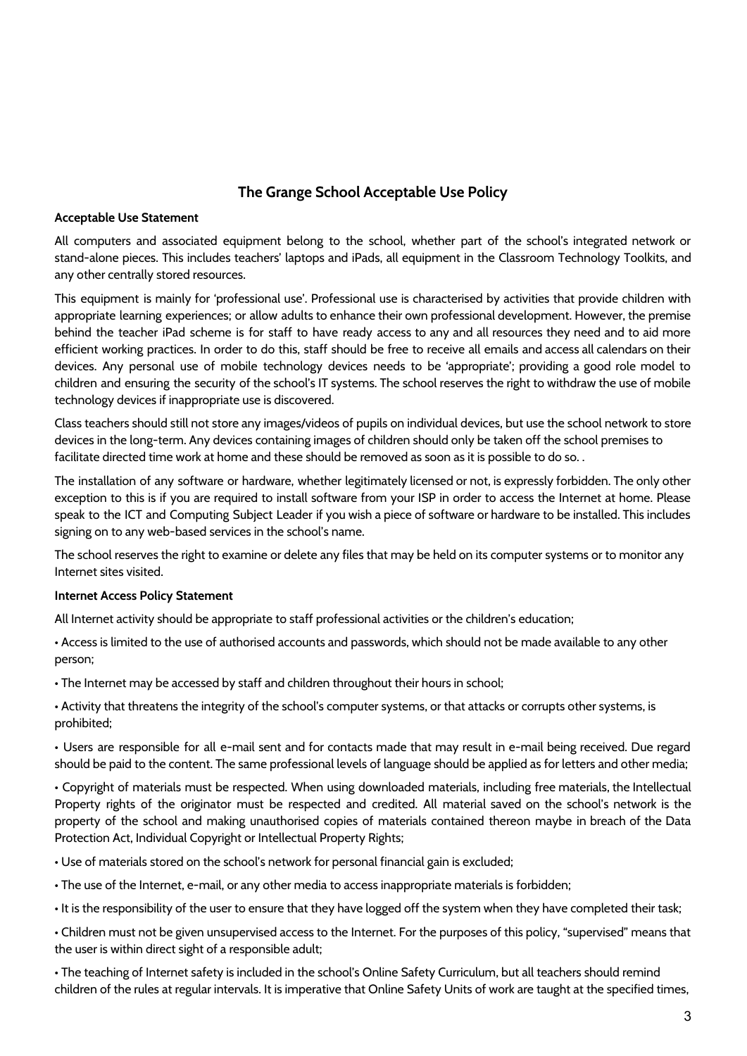## The Grange School Acceptable Use Policy

**Acceptable Use Statement**

All computers and associated equipment belong to the school, whether part of the school's integrated network or stand-alone pieces. This includes teachers' laptops and iPads, all equipment in the Classroom Technology Toolkits, and any other centrally stored resources.

This equipment is mainly for 'professional use'. Professional use is characterised by activities that provide children with appropriate learning experiences; or allow adults to enhance their own professional development. However, the premise behind the teacher iPad scheme is for staff to have ready access to any and all resources they need and to aid more efficient working practices. In order to do this, staff should be free to receive all emails and access all calendars on their devices. Any personal use of mobile technology devices needs to be 'appropriate'; providing a good role model to children and ensuring the security of the school's IT systems. The school reserves the right to withdraw the use of mobile technology devices if inappropriate use is discovered.

Class teachers should still not store any images/videos of pupils on individual devices, but use the school network to store devices in the long-term. Any devices containing images of children should only be taken off the school premises to facilitate directed time work at home and these should be removed as soon as it is possible to do so. .

The installation of any software or hardware, whether legitimately licensed or not, is expressly forbidden. The only other exception to this is if you are required to install software from your ISP in order to access the Internet at home. Please speak to the ICT and Computing Subject Leader if you wish a piece of software or hardware to be installed. This includes signing on to any web-based services in the school's name.

The school reserves the right to examine or delete any files that may be held on its computer systems or to monitor any Internet sites visited.

**Internet Access Policy Statement**

All Internet activity should be appropriate to staff professional activities or the children's education;

- Access is limited to the use of authorised accounts and passwords, which should not be made available to any other person;
- The Internet may be accessed by staff and children throughout their hours in school;
- Activity that threatens the integrity of the school's computer systems, or that attacks or corrupts other systems, is prohibited;
- Users are responsible for all e-mail sent and for contacts made that may result in e-mail being received. Due regard should be paid to the content. The same professional levels of language should be applied as for letters and other media;
- Copyright of materials must be respected. When using downloaded materials, including free materials, the Intellectual Property rights of the originator must be respected and credited. All material saved on the school's network is the property of the school and making unauthorised copies of materials contained thereon maybe in breach of the Data Protection Act, Individual Copyright or Intellectual Property Rights;
- Use of materials stored on the school's network for personal financial gain is excluded;
- The use of the Internet, e-mail, or any other media to access inappropriate materials is forbidden;
- It is the responsibility of the user to ensure that they have logged off the system when they have completed their task;
- Children must not be given unsupervised access to the Internet. For the purposes of this policy, "supervised" means that the user is within direct sight of a responsible adult;
- The teaching of Internet safety is included in the school's Online Safety Curriculum, but all teachers should remind children of the rules at regular intervals. It is imperative that Online Safety Units of work are taught at the specified times,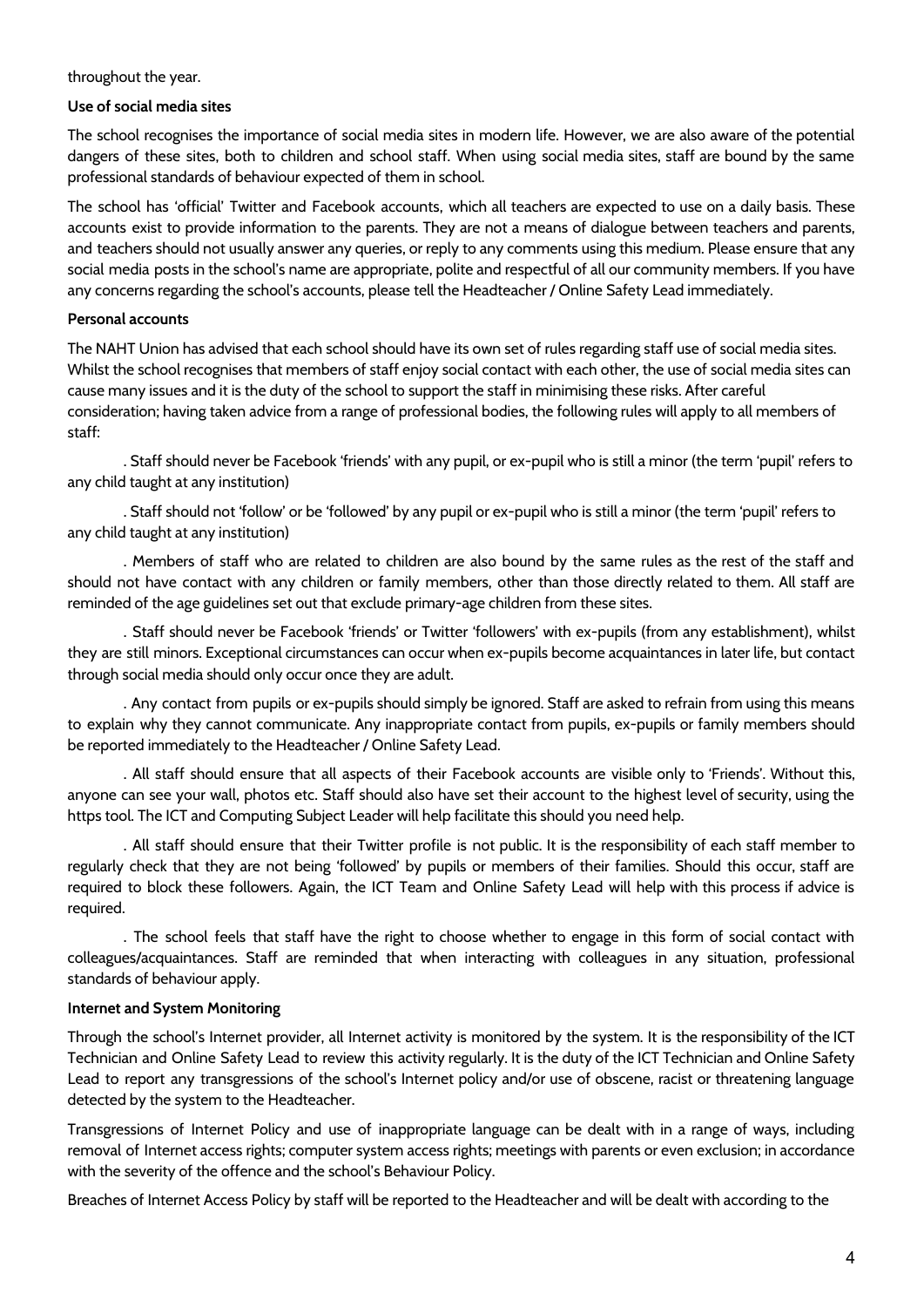throughout the year.

**Use of social media sites**

The school recognises the importance of social media sites in modern life. However, we are also aware of the potential dangers of these sites, both to children and school staff. When using social media sites, staff are bound by the same professional standards of behaviour expected of them in school.

The school has 'official' Twitter and Facebook accounts, which all teachers are expected to use on a daily basis. These accounts exist to provide information to the parents. They are not a means of dialogue between teachers and parents, and teachers should not usually answer any queries, or reply to any comments using this medium. Please ensure that any social media posts in the school's name are appropriate, polite and respectful of all our community members. If you have any concerns regarding the school's accounts, please tell the Headteacher / Online Safety Lead immediately.

**Personal accounts**

The NAHT Union has advised that each school should have its own set of rules regarding staff use of social media sites. Whilst the school recognises that members of staff enjoy social contact with each other, the use of social media sites can cause many issues and it is the duty of the school to support the staff in minimising these risks. After careful consideration; having taken advice from a range of professional bodies, the following rules will apply to all members of staff:

. Staff should never be Facebook 'friends' with any pupil, or ex-pupil who is still a minor (the term 'pupil' refers to any child taught at any institution)

. Staff should not 'follow' or be 'followed' by any pupil or ex-pupil who is still a minor (the term 'pupil' refers to any child taught at any institution)

. Members of staff who are related to children are also bound by the same rules as the rest of the staff and should not have contact with any children or family members, other than those directly related to them. All staff are reminded of the age guidelines set out that exclude primary-age children from these sites.

. Staff should never be Facebook 'friends' or Twitter 'followers' with ex-pupils (from any establishment), whilst they are still minors. Exceptional circumstances can occur when ex-pupils become acquaintances in later life, but contact through social media should only occur once they are adult.

. Any contact from pupils or ex-pupils should simply be ignored. Staff are asked to refrain from using this means to explain why they cannot communicate. Any inappropriate contact from pupils, ex-pupils or family members should be reported immediately to the Headteacher / Online Safety Lead.

. All staff should ensure that all aspects of their Facebook accounts are visible only to 'Friends'. Without this, anyone can see your wall, photos etc. Staff should also have set their account to the highest level of security, using the https tool. The ICT and Computing Subject Leader will help facilitate this should you need help.

. All staff should ensure that their Twitter profile is not public. It is the responsibility of each staff member to regularly check that they are not being 'followed' by pupils or members of their families. Should this occur, staff are required to block these followers. Again, the ICT Team and Online Safety Lead will help with this process if advice is required.

. The school feels that staff have the right to choose whether to engage in this form of social contact with colleagues/acquaintances. Staff are reminded that when interacting with colleagues in any situation, professional standards of behaviour apply.

**Internet and System Monitoring**

Through the school's Internet provider, all Internet activity is monitored by the system. It is the responsibility of the ICT Technician and Online Safety Lead to review this activity regularly. It is the duty of the ICT Technician and Online Safety Lead to report any transgressions of the school's Internet policy and/or use of obscene, racist or threatening language detected by the system to the Headteacher.

Transgressions of Internet Policy and use of inappropriate language can be dealt with in a range of ways, including removal of Internet access rights; computer system access rights; meetings with parents or even exclusion; in accordance with the severity of the offence and the school's Behaviour Policy.

Breaches of Internet Access Policy by staff will be reported to the Headteacher and will be dealt with according to the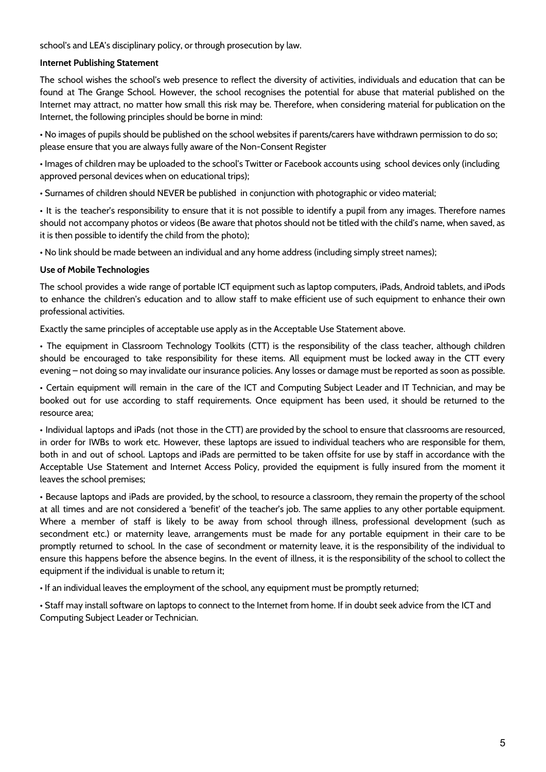school's and LEA's disciplinary policy, or through prosecution by law.

**Internet Publishing Statement**

The school wishes the school's web presence to reflect the diversity of activities, individuals and education that can be found at The Grange School. However, the school recognises the potential for abuse that material published on the Internet may attract, no matter how small this risk may be. Therefore, when considering material for publication on the Internet, the following principles should be borne in mind:

• No images of pupils should be published on the school websites if parents/carers have withdrawn permission to do so; please ensure that you are always fully aware of the Non-Consent Register

• Images of children may be uploaded to the school's Twitter or Facebook accounts using school devices only (including approved personal devices when on educational trips);

• Surnames of children should NEVER be published in conjunction with photographic or video material;

• It is the teacher's responsibility to ensure that it is not possible to identify a pupil from any images. Therefore names should not accompany photos or videos (Be aware that photos should not be titled with the child's name, when saved, as it is then possible to identify the child from the photo);

• No link should be made between an individual and any home address (including simply street names);

**Use of Mobile Technologies**

The school provides a wide range of portable ICT equipment such as laptop computers, iPads, Android tablets, and iPods to enhance the children's education and to allow staff to make efficient use of such equipment to enhance their own professional activities.

Exactly the same principles of acceptable use apply as in the Acceptable Use Statement above.

• The equipment in Classroom Technology Toolkits (CTT) is the responsibility of the class teacher, although children should be encouraged to take responsibility for these items. All equipment must be locked away in the CTT every evening – not doing so may invalidate our insurance policies. Any losses or damage must be reported as soon as possible.

• Certain equipment will remain in the care of the ICT and Computing Subject Leader and IT Technician, and may be booked out for use according to staff requirements. Once equipment has been used, it should be returned to the resource area;

• Individual laptops and iPads (not those in the CTT) are provided by the school to ensure that classrooms are resourced, in order for IWBs to work etc. However, these laptops are issued to individual teachers who are responsible for them, both in and out of school. Laptops and iPads are permitted to be taken offsite for use by staff in accordance with the Acceptable Use Statement and Internet Access Policy, provided the equipment is fully insured from the moment it leaves the school premises;

• Because laptops and iPads are provided, by the school, to resource a classroom, they remain the property of the school at all times and are not considered a 'benefit' of the teacher's job. The same applies to any other portable equipment. Where a member of staff is likely to be away from school through illness, professional development (such as secondment etc.) or maternity leave, arrangements must be made for any portable equipment in their care to be promptly returned to school. In the case of secondment or maternity leave, it is the responsibility of the individual to ensure this happens before the absence begins. In the event of illness, it is the responsibility of the school to collect the equipment if the individual is unable to return it;

• If an individual leaves the employment of the school, any equipment must be promptly returned;

• Staff may install software on laptops to connect to the Internet from home. If in doubt seek advice from the ICT and Computing Subject Leader or Technician.